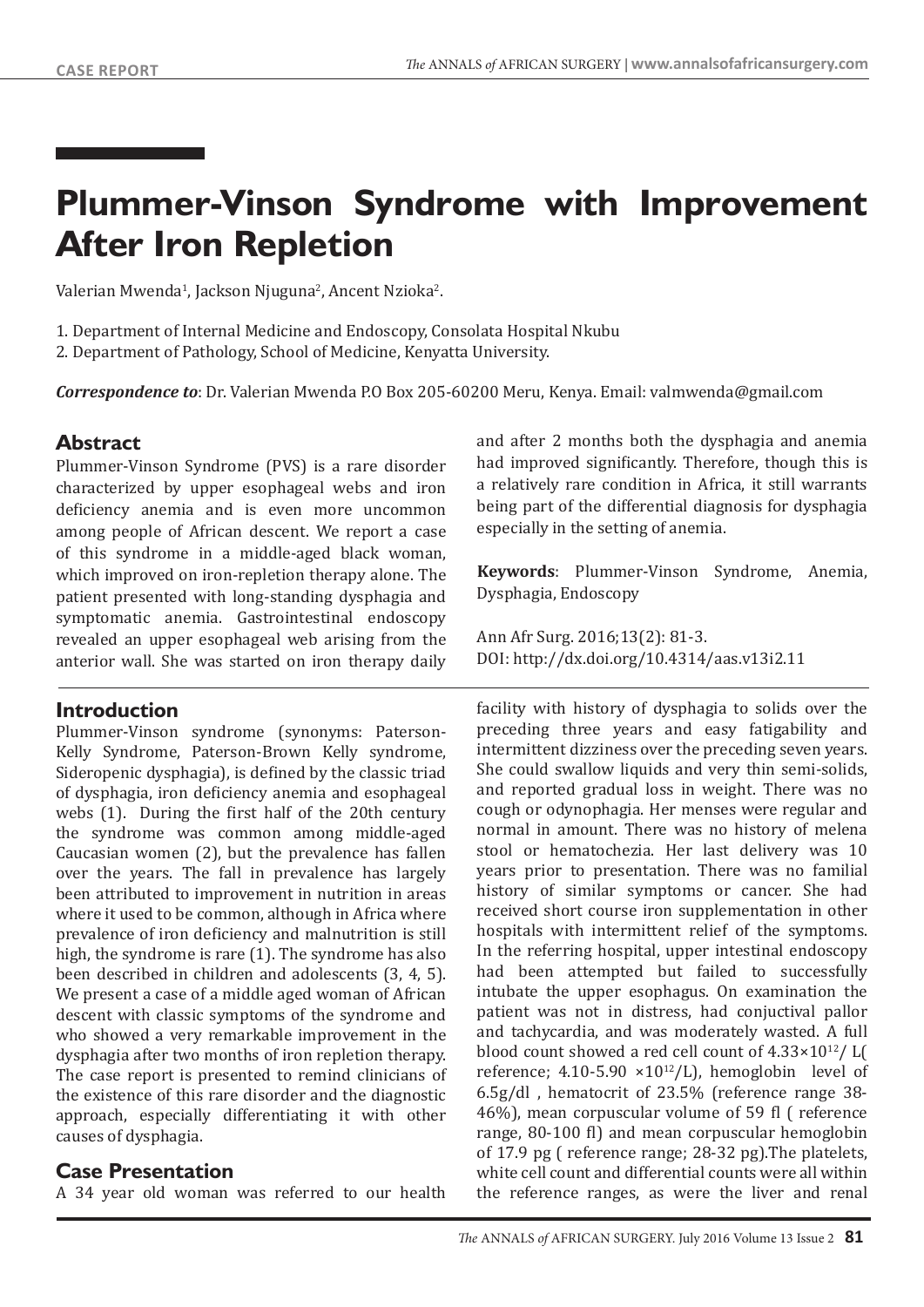# Plummer-Vinson Syndrome with Improvement After Iron Repletion

Valerian Mwenda[1], Jackson Njuguna[2], Ancent Nzioka[2].

1. Department of Internal Medicine and Endoscopy, Consolata Hospital Nkubu
2. Department of Pathology, School of Medicine, Kenyatta University.

***Correspondence to***: Dr. Valerian Mwenda P.O Box 205-60200 Meru, Kenya. Email: valmwenda@gmail.com

## Abstract

Plummer-Vinson Syndrome (PVS) is a rare disorder characterized by upper esophageal webs and iron deficiency anemia and is even more uncommon among people of African descent. We report a case of this syndrome in a middle-aged black woman, which improved on iron-repletion therapy alone. The patient presented with long-standing dysphagia and symptomatic anemia. Gastrointestinal endoscopy revealed an upper esophageal web arising from the anterior wall. She was started on iron therapy daily and after 2 months both the dysphagia and anemia had improved significantly. Therefore, though this is a relatively rare condition in Africa, it still warrants being part of the differential diagnosis for dysphagia especially in the setting of anemia.

**Keywords**: Plummer-Vinson Syndrome, Anemia, Dysphagia, Endoscopy

Ann Afr Surg. 2016;13(2): 81-3.
DOI: http://dx.doi.org/10.4314/aas.v13i2.11

## Introduction

Plummer-Vinson syndrome (synonyms: Paterson-Kelly Syndrome, Paterson-Brown Kelly syndrome, Sideropenic dysphagia), is defined by the classic triad of dysphagia, iron deficiency anemia and esophageal webs (1). During the first half of the 20th century the syndrome was common among middle-aged Caucasian women (2), but the prevalence has fallen over the years. The fall in prevalence has largely been attributed to improvement in nutrition in areas where it used to be common, although in Africa where prevalence of iron deficiency and malnutrition is still high, the syndrome is rare (1). The syndrome has also been described in children and adolescents (3, 4, 5). We present a case of a middle aged woman of African descent with classic symptoms of the syndrome and who showed a very remarkable improvement in the dysphagia after two months of iron repletion therapy. The case report is presented to remind clinicians of the existence of this rare disorder and the diagnostic approach, especially differentiating it with other causes of dysphagia.

## Case Presentation

A 34 year old woman was referred to our health facility with history of dysphagia to solids over the preceding three years and easy fatigability and intermittent dizziness over the preceding seven years. She could swallow liquids and very thin semi-solids, and reported gradual loss in weight. There was no cough or odynophagia. Her menses were regular and normal in amount. There was no history of melena stool or hematochezia. Her last delivery was 10 years prior to presentation. There was no familial history of similar symptoms or cancer. She had received short course iron supplementation in other hospitals with intermittent relief of the symptoms. In the referring hospital, upper intestinal endoscopy had been attempted but failed to successfully intubate the upper esophagus. On examination the patient was not in distress, had conjunctival pallor and tachycardia, and was moderately wasted. A full blood count showed a red cell count of $4.33\times10^{12}$/ L( reference; 4.10-5.90 $\times10^{12}$/L), hemoglobin level of 6.5g/dl , hematocrit of 23.5% (reference range 38-46%), mean corpuscular volume of 59 fl ( reference range, 80-100 fl) and mean corpuscular hemoglobin of 17.9 pg ( reference range; 28-32 pg).The platelets, white cell count and differential counts were all within the reference ranges, as were the liver and renal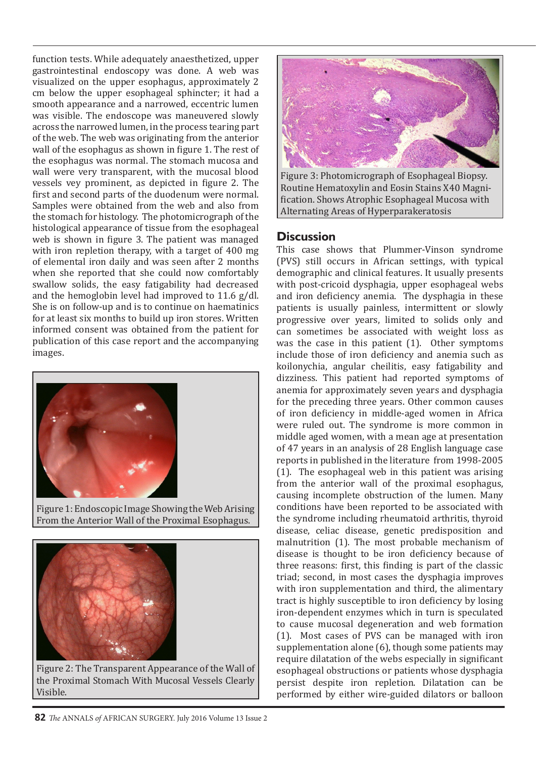function tests. While adequately anaesthetized, upper gastrointestinal endoscopy was done. A web was visualized on the upper esophagus, approximately 2 cm below the upper esophageal sphincter; it had a smooth appearance and a narrowed, eccentric lumen was visible. The endoscope was maneuvered slowly across the narrowed lumen, in the process tearing part of the web. The web was originating from the anterior wall of the esophagus as shown in figure 1. The rest of the esophagus was normal. The stomach mucosa and wall were very transparent, with the mucosal blood vessels vey prominent, as depicted in figure 2. The first and second parts of the duodenum were normal. Samples were obtained from the web and also from the stomach for histology. The photomicrograph of the histological appearance of tissue from the esophageal web is shown in figure 3. The patient was managed with iron repletion therapy, with a target of 400 mg of elemental iron daily and was seen after 2 months when she reported that she could now comfortably swallow solids, the easy fatigability had decreased and the hemoglobin level had improved to 11.6 g/dl. She is on follow-up and is to continue on haematinics for at least six months to build up iron stores. Written informed consent was obtained from the patient for publication of this case report and the accompanying images.

Figure 1: Endoscopic Image Showing the Web Arising From the Anterior Wall of the Proximal Esophagus.

Figure 2: The Transparent Appearance of the Wall of the Proximal Stomach With Mucosal Vessels Clearly Visible.

Figure 3: Photomicrograph of Esophageal Biopsy. Routine Hematoxylin and Eosin Stains X40 Magnification. Shows Atrophic Esophageal Mucosa with Alternating Areas of Hyperparakeratosis

## Discussion

This case shows that Plummer-Vinson syndrome (PVS) still occurs in African settings, with typical demographic and clinical features. It usually presents with post-cricoid dysphagia, upper esophageal webs and iron deficiency anemia. The dysphagia in these patients is usually painless, intermittent or slowly progressive over years, limited to solids only and can sometimes be associated with weight loss as was the case in this patient (1). Other symptoms include those of iron deficiency and anemia such as koilonychia, angular cheilitis, easy fatigability and dizziness. This patient had reported symptoms of anemia for approximately seven years and dysphagia for the preceding three years. Other common causes of iron deficiency in middle-aged women in Africa were ruled out. The syndrome is more common in middle aged women, with a mean age at presentation of 47 years in an analysis of 28 English language case reports in published in the literature from 1998-2005 (1). The esophageal web in this patient was arising from the anterior wall of the proximal esophagus, causing incomplete obstruction of the lumen. Many conditions have been reported to be associated with the syndrome including rheumatoid arthritis, thyroid disease, celiac disease, genetic predisposition and malnutrition (1). The most probable mechanism of disease is thought to be iron deficiency because of three reasons: first, this finding is part of the classic triad; second, in most cases the dysphagia improves with iron supplementation and third, the alimentary tract is highly susceptible to iron deficiency by losing iron-dependent enzymes which in turn is speculated to cause mucosal degeneration and web formation (1). Most cases of PVS can be managed with iron supplementation alone (6), though some patients may require dilatation of the webs especially in significant esophageal obstructions or patients whose dysphagia persist despite iron repletion. Dilatation can be performed by either wire-guided dilators or balloon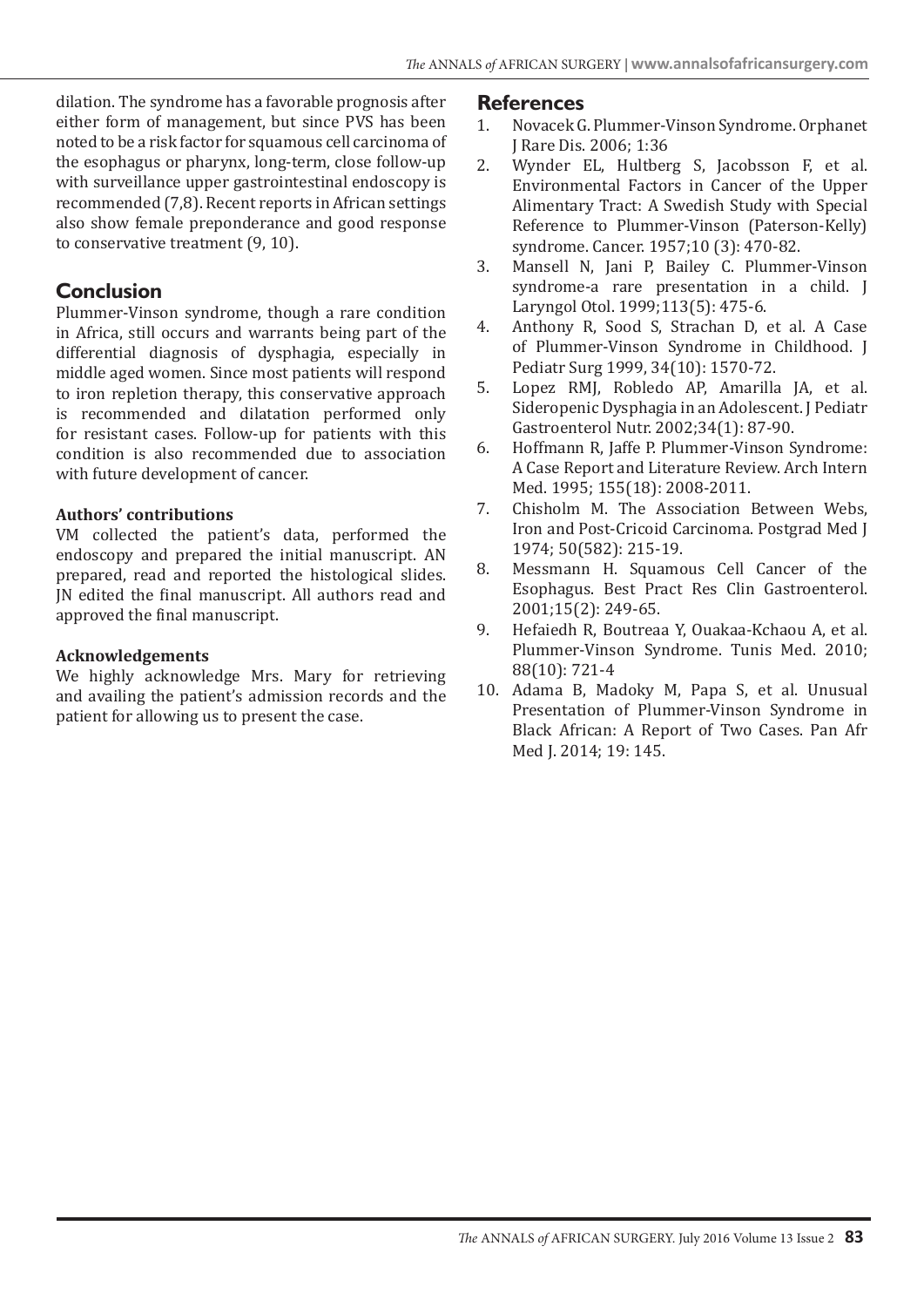dilation. The syndrome has a favorable prognosis after either form of management, but since PVS has been noted to be a risk factor for squamous cell carcinoma of the esophagus or pharynx, long-term, close follow-up with surveillance upper gastrointestinal endoscopy is recommended (7,8). Recent reports in African settings also show female preponderance and good response to conservative treatment (9, 10).

## Conclusion

Plummer-Vinson syndrome, though a rare condition in Africa, still occurs and warrants being part of the differential diagnosis of dysphagia, especially in middle aged women. Since most patients will respond to iron repletion therapy, this conservative approach is recommended and dilatation performed only for resistant cases. Follow-up for patients with this condition is also recommended due to association with future development of cancer.

### Authors' contributions

VM collected the patient's data, performed the endoscopy and prepared the initial manuscript. AN prepared, read and reported the histological slides. JN edited the final manuscript. All authors read and approved the final manuscript.

### Acknowledgements

We highly acknowledge Mrs. Mary for retrieving and availing the patient's admission records and the patient for allowing us to present the case.

## References

1. Novacek G. Plummer-Vinson Syndrome. Orphanet J Rare Dis. 2006; 1:36
2. Wynder EL, Hultberg S, Jacobsson F, et al. Environmental Factors in Cancer of the Upper Alimentary Tract: A Swedish Study with Special Reference to Plummer-Vinson (Paterson-Kelly) syndrome. Cancer. 1957;10 (3): 470-82.
3. Mansell N, Jani P, Bailey C. Plummer-Vinson syndrome-a rare presentation in a child. J Laryngol Otol. 1999;113(5): 475-6.
4. Anthony R, Sood S, Strachan D, et al. A Case of Plummer-Vinson Syndrome in Childhood. J Pediatr Surg 1999, 34(10): 1570-72.
5. Lopez RMJ, Robledo AP, Amarilla JA, et al. Sideropenic Dysphagia in an Adolescent. J Pediatr Gastroenterol Nutr. 2002;34(1): 87-90.
6. Hoffmann R, Jaffe P. Plummer-Vinson Syndrome: A Case Report and Literature Review. Arch Intern Med. 1995; 155(18): 2008-2011.
7. Chisholm M. The Association Between Webs, Iron and Post-Cricoid Carcinoma. Postgrad Med J 1974; 50(582): 215-19.
8. Messmann H. Squamous Cell Cancer of the Esophagus. Best Pract Res Clin Gastroenterol. 2001;15(2): 249-65.
9. Hefaiedh R, Boutreaa Y, Ouakaa-Kchaou A, et al. Plummer-Vinson Syndrome. Tunis Med. 2010; 88(10): 721-4
10. Adama B, Madoky M, Papa S, et al. Unusual Presentation of Plummer-Vinson Syndrome in Black African: A Report of Two Cases. Pan Afr Med J. 2014; 19: 145.